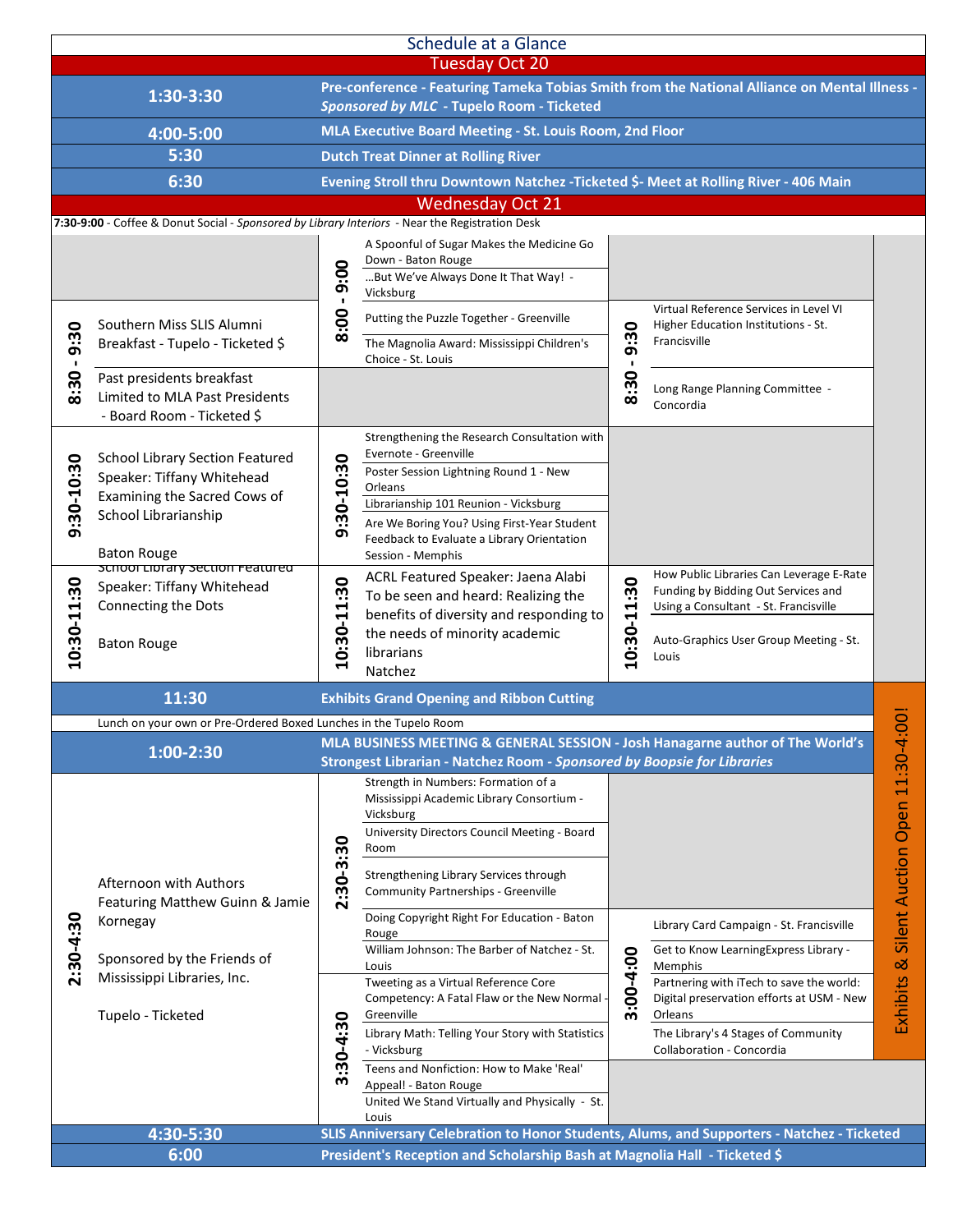# Schedule at a Glance

## Tuesday Oct 20

| Time | Event |
|---|---|
| 1:30-3:30 | **Pre-conference - Featuring Tameka Tobias Smith from the National Alliance on Mental Illness - *Sponsored by MLC* - Tupelo Room - Ticketed** |
| 4:00-5:00 | **MLA Executive Board Meeting - St. Louis Room, 2nd Floor** |
| 5:30 | **Dutch Treat Dinner at Rolling River** |
| 6:30 | **Evening Stroll thru Downtown Natchez -Ticketed $- Meet at Rolling River - 406 Main** |

## Wednesday Oct 21

**7:30-9:00** - Coffee & Donut Social - *Sponsored by Library Interiors* - Near the Registration Desk

| Time | Session | Time | Session | Time | Session |
|---|---|---|---|---|---|
| | | 8:00 - 9:00 | A Spoonful of Sugar Makes the Medicine Go Down - Baton Rouge | | |
| | | 8:00 - 9:00 | …But We've Always Done It That Way! - Vicksburg | | |
| 8:30 - 9:30 | Southern Miss SLIS Alumni Breakfast - Tupelo - Ticketed $ | 8:00 - 9:00 | Putting the Puzzle Together - Greenville | 8:30 - 9:30 | Virtual Reference Services in Level VI Higher Education Institutions - St. Francisville |
| 8:30 - 9:30 | | 8:00 - 9:00 | The Magnolia Award: Mississippi Children's Choice - St. Louis | 8:30 - 9:30 | |
| 8:30 - 9:30 | Past presidents breakfast Limited to MLA Past Presidents - Board Room - Ticketed $ | | | 8:30 - 9:30 | Long Range Planning Committee - Concordia |
| 9:30-10:30 | School Library Section Featured Speaker: Tiffany Whitehead Examining the Sacred Cows of School Librarianship<br><br>Baton Rouge | 9:30-10:30 | Strengthening the Research Consultation with Evernote - Greenville | | |
| | | 9:30-10:30 | Poster Session Lightning Round 1 - New Orleans | | |
| | | 9:30-10:30 | Librarianship 101 Reunion - Vicksburg | | |
| | | 9:30-10:30 | Are We Boring You? Using First-Year Student Feedback to Evaluate a Library Orientation Session - Memphis | | |
| 10:30-11:30 | School Library Section Featured Speaker: Tiffany Whitehead Connecting the Dots<br><br>Baton Rouge | 10:30-11:30 | ACRL Featured Speaker: Jaena Alabi To be seen and heard: Realizing the benefits of diversity and responding to the needs of minority academic librarians<br>Natchez | 10:30-11:30 | How Public Libraries Can Leverage E-Rate Funding by Bidding Out Services and Using a Consultant - St. Francisville |
| | | | | 10:30-11:30 | Auto-Graphics User Group Meeting - St. Louis |

| Time | Event |
|---|---|
| 11:30 | **Exhibits Grand Opening and Ribbon Cutting** |
| | Lunch on your own or Pre-Ordered Boxed Lunches in the Tupelo Room |
| 1:00-2:30 | **MLA BUSINESS MEETING & GENERAL SESSION - Josh Hanagarne author of The World's Strongest Librarian - Natchez Room - *Sponsored by Boopsie for Libraries*** |

| Time | Session | Time | Session | Time | Session |
|---|---|---|---|---|---|
| 2:30-4:30 | Afternoon with Authors Featuring Matthew Guinn & Jamie Kornegay<br><br>Sponsored by the Friends of Mississippi Libraries, Inc.<br><br>Tupelo - Ticketed | 2:30-3:30 | Strength in Numbers: Formation of a Mississippi Academic Library Consortium - Vicksburg | | |
| | | 2:30-3:30 | University Directors Council Meeting - Board Room | | |
| | | 2:30-3:30 | Strengthening Library Services through Community Partnerships - Greenville | | |
| | | 2:30-3:30 | Doing Copyright Right For Education - Baton Rouge | 3:00-4:00 | Library Card Campaign - St. Francisville |
| | | 2:30-3:30 | William Johnson: The Barber of Natchez - St. Louis | 3:00-4:00 | Get to Know LearningExpress Library - Memphis |
| | | 3:30-4:30 | Tweeting as a Virtual Reference Core Competency: A Fatal Flaw or the New Normal - Greenville | 3:00-4:00 | Partnering with iTech to save the world: Digital preservation efforts at USM - New Orleans |
| | | 3:30-4:30 | Library Math: Telling Your Story with Statistics - Vicksburg | 3:00-4:00 | The Library's 4 Stages of Community Collaboration - Concordia |
| | | 3:30-4:30 | Teens and Nonfiction: How to Make 'Real' Appeal! - Baton Rouge | | |
| | | 3:30-4:30 | United We Stand Virtually and Physically - St. Louis | | |

| Time | Event |
|---|---|
| 4:30-5:30 | **SLIS Anniversary Celebration to Honor Students, Alums, and Supporters - Natchez - Ticketed** |
| 6:00 | **President's Reception and Scholarship Bash at Magnolia Hall - Ticketed $** |

Exhibits & Silent Auction Open 11:30-4:00!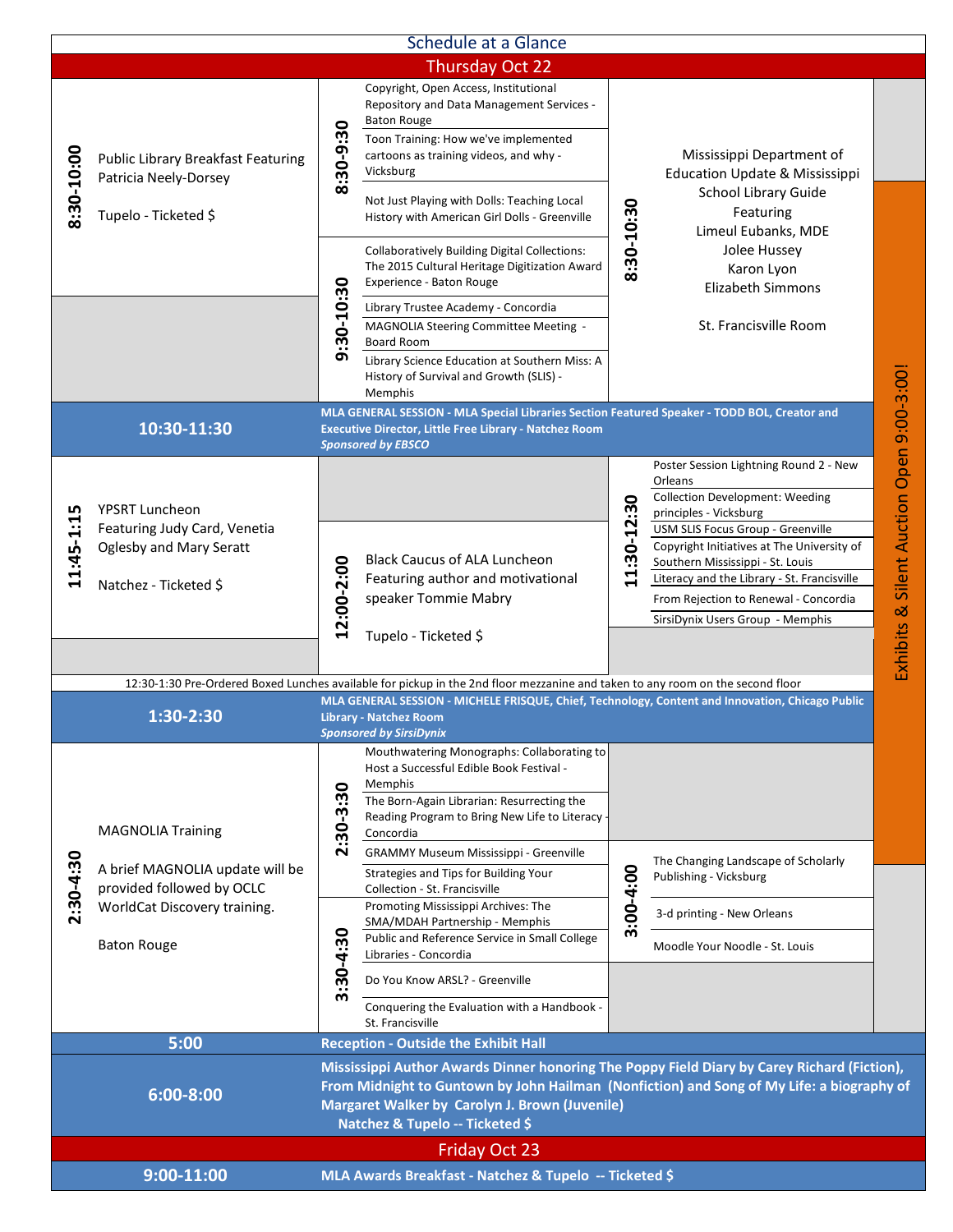# Schedule at a Glance

## Thursday Oct 22

**8:30-10:00** Public Library Breakfast Featuring Patricia Neely-Dorsey
Tupelo - Ticketed $

**8:30-9:30**
- Copyright, Open Access, Institutional Repository and Data Management Services - Baton Rouge
- Toon Training: How we've implemented cartoons as training videos, and why - Vicksburg
- Not Just Playing with Dolls: Teaching Local History with American Girl Dolls - Greenville

**9:30-10:30**
- Collaboratively Building Digital Collections: The 2015 Cultural Heritage Digitization Award Experience - Baton Rouge
- Library Trustee Academy - Concordia
- MAGNOLIA Steering Committee Meeting - Board Room
- Library Science Education at Southern Miss: A History of Survival and Growth (SLIS) - Memphis

**8:30-10:30** Mississippi Department of Education Update & Mississippi School Library Guide Featuring
Limeul Eubanks, MDE
Jolee Hussey
Karon Lyon
Elizabeth Simmons
St. Francisville Room

**Exhibits & Silent Auction Open 9:00-3:00!**

**10:30-11:30** **MLA GENERAL SESSION - MLA Special Libraries Section Featured Speaker - TODD BOL, Creator and Executive Director, Little Free Library - Natchez Room**
***Sponsored by EBSCO***

**11:45-1:15** YPSRT Luncheon Featuring Judy Card, Venetia Oglesby and Mary Seratt
Natchez - Ticketed $

**12:00-2:00** Black Caucus of ALA Luncheon Featuring author and motivational speaker Tommie Mabry
Tupelo - Ticketed $

**11:30-12:30**
- Poster Session Lightning Round 2 - New Orleans
- Collection Development: Weeding principles - Vicksburg
- USM SLIS Focus Group - Greenville
- Copyright Initiatives at The University of Southern Mississippi - St. Louis
- Literacy and the Library - St. Francisville
- From Rejection to Renewal - Concordia
- SirsiDynix Users Group - Memphis

12:30-1:30 Pre-Ordered Boxed Lunches available for pickup in the 2nd floor mezzanine and taken to any room on the second floor

**1:30-2:30** **MLA GENERAL SESSION - MICHELE FRISQUE, Chief, Technology, Content and Innovation, Chicago Public Library - Natchez Room**
***Sponsored by SirsiDynix***

**2:30-4:30** MAGNOLIA Training
A brief MAGNOLIA update will be provided followed by OCLC WorldCat Discovery training.
Baton Rouge

**2:30-3:30**
- Mouthwatering Monographs: Collaborating to Host a Successful Edible Book Festival - Memphis
- The Born-Again Librarian: Resurrecting the Reading Program to Bring New Life to Literacy - Concordia
- GRAMMY Museum Mississippi - Greenville
- Strategies and Tips for Building Your Collection - St. Francisville

**3:30-4:30**
- Promoting Mississippi Archives: The SMA/MDAH Partnership - Memphis
- Public and Reference Service in Small College Libraries - Concordia
- Do You Know ARSL? - Greenville
- Conquering the Evaluation with a Handbook - St. Francisville

**3:00-4:00**
- The Changing Landscape of Scholarly Publishing - Vicksburg
- 3-d printing - New Orleans
- Moodle Your Noodle - St. Louis

**5:00** **Reception - Outside the Exhibit Hall**

**6:00-8:00** **Mississippi Author Awards Dinner honoring The Poppy Field Diary by Carey Richard (Fiction), From Midnight to Guntown by John Hailman (Nonfiction) and Song of My Life: a biography of Margaret Walker by Carolyn J. Brown (Juvenile)**
**Natchez & Tupelo -- Ticketed $**

## Friday Oct 23

**9:00-11:00** **MLA Awards Breakfast - Natchez & Tupelo -- Ticketed $**